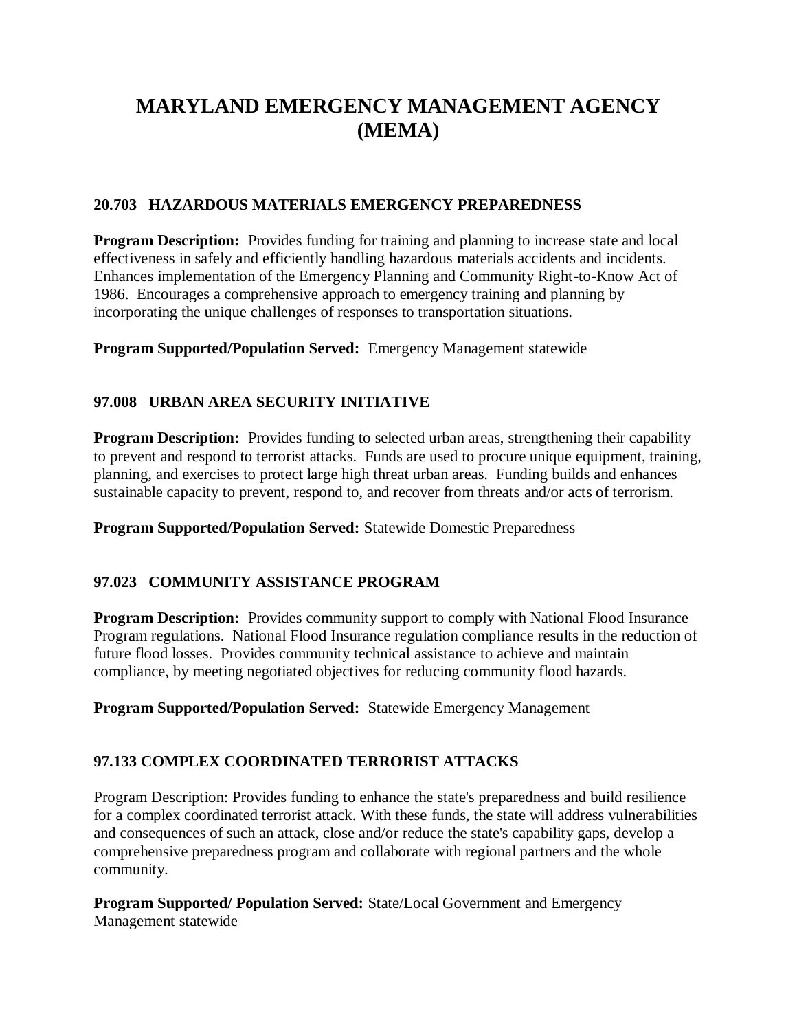# MARYLAND EMERGENCY MANAGEMENT AGENCY (MEMA)

### 20.703 HAZARDOUS MATERIALS EMERGENCY PREPAREDNESS

**Program Description:** Provides funding for training and planning to increase state and local effectiveness in safely and efficiently handling hazardous materials accidents and incidents. Enhances implementation of the Emergency Planning and Community Right-to-Know Act of 1986. Encourages a comprehensive approach to emergency training and planning by incorporating the unique challenges of responses to transportation situations.

**Program Supported/Population Served:** Emergency Management statewide

### 97.008 URBAN AREA SECURITY INITIATIVE

**Program Description:** Provides funding to selected urban areas, strengthening their capability to prevent and respond to terrorist attacks. Funds are used to procure unique equipment, training, planning, and exercises to protect large high threat urban areas. Funding builds and enhances sustainable capacity to prevent, respond to, and recover from threats and/or acts of terrorism.

**Program Supported/Population Served:** Statewide Domestic Preparedness

### 97.023 COMMUNITY ASSISTANCE PROGRAM

**Program Description:** Provides community support to comply with National Flood Insurance Program regulations. National Flood Insurance regulation compliance results in the reduction of future flood losses. Provides community technical assistance to achieve and maintain compliance, by meeting negotiated objectives for reducing community flood hazards.

**Program Supported/Population Served:** Statewide Emergency Management

### 97.133 COMPLEX COORDINATED TERRORIST ATTACKS

Program Description: Provides funding to enhance the state's preparedness and build resilience for a complex coordinated terrorist attack. With these funds, the state will address vulnerabilities and consequences of such an attack, close and/or reduce the state's capability gaps, develop a comprehensive preparedness program and collaborate with regional partners and the whole community.

**Program Supported/ Population Served:** State/Local Government and Emergency Management statewide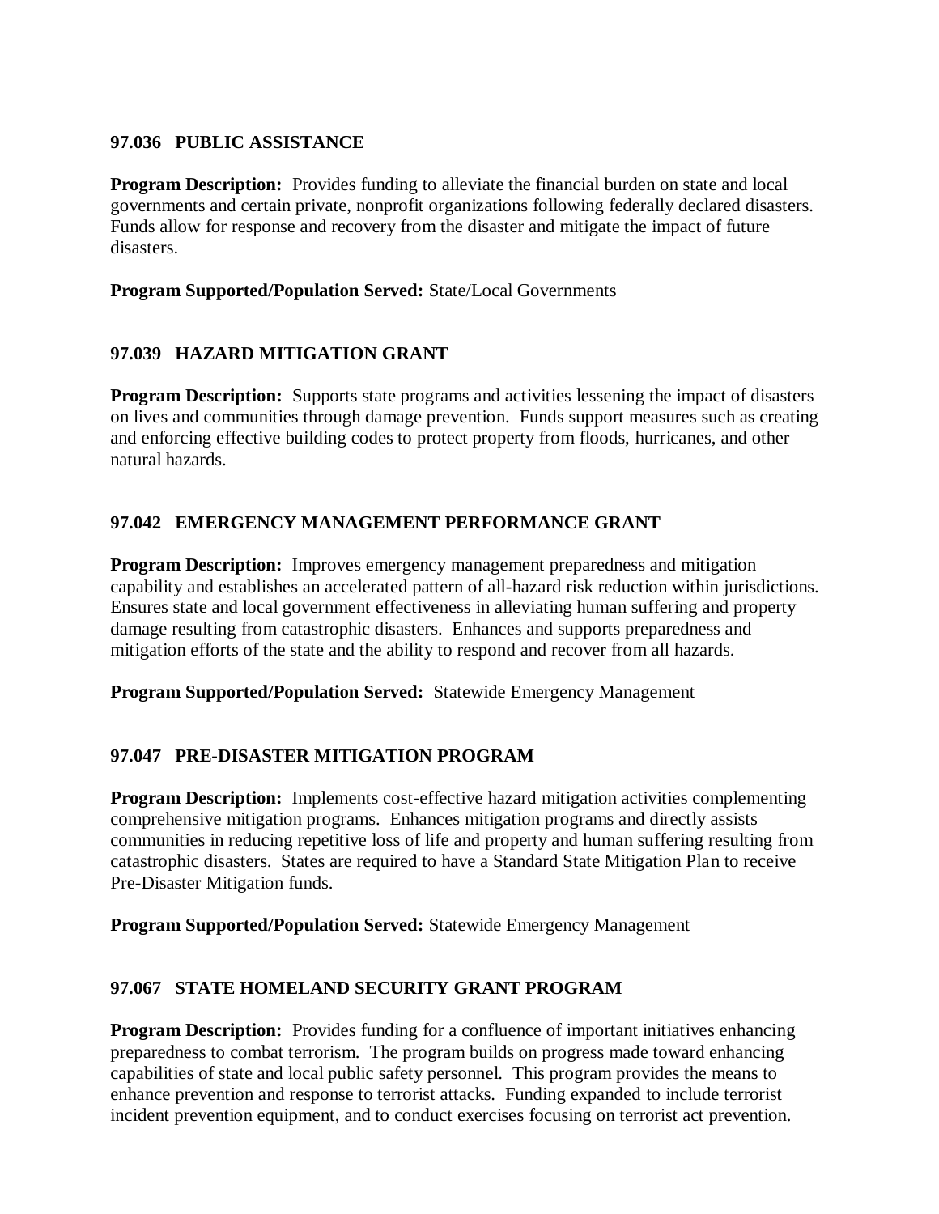### 97.036 PUBLIC ASSISTANCE

**Program Description:** Provides funding to alleviate the financial burden on state and local governments and certain private, nonprofit organizations following federally declared disasters. Funds allow for response and recovery from the disaster and mitigate the impact of future disasters.

**Program Supported/Population Served:** State/Local Governments

### 97.039 HAZARD MITIGATION GRANT

**Program Description:** Supports state programs and activities lessening the impact of disasters on lives and communities through damage prevention. Funds support measures such as creating and enforcing effective building codes to protect property from floods, hurricanes, and other natural hazards.

### 97.042 EMERGENCY MANAGEMENT PERFORMANCE GRANT

**Program Description:** Improves emergency management preparedness and mitigation capability and establishes an accelerated pattern of all-hazard risk reduction within jurisdictions. Ensures state and local government effectiveness in alleviating human suffering and property damage resulting from catastrophic disasters. Enhances and supports preparedness and mitigation efforts of the state and the ability to respond and recover from all hazards.

**Program Supported/Population Served:** Statewide Emergency Management

### 97.047 PRE-DISASTER MITIGATION PROGRAM

**Program Description:** Implements cost-effective hazard mitigation activities complementing comprehensive mitigation programs. Enhances mitigation programs and directly assists communities in reducing repetitive loss of life and property and human suffering resulting from catastrophic disasters. States are required to have a Standard State Mitigation Plan to receive Pre-Disaster Mitigation funds.

**Program Supported/Population Served:** Statewide Emergency Management

### 97.067 STATE HOMELAND SECURITY GRANT PROGRAM

**Program Description:** Provides funding for a confluence of important initiatives enhancing preparedness to combat terrorism. The program builds on progress made toward enhancing capabilities of state and local public safety personnel. This program provides the means to enhance prevention and response to terrorist attacks. Funding expanded to include terrorist incident prevention equipment, and to conduct exercises focusing on terrorist act prevention.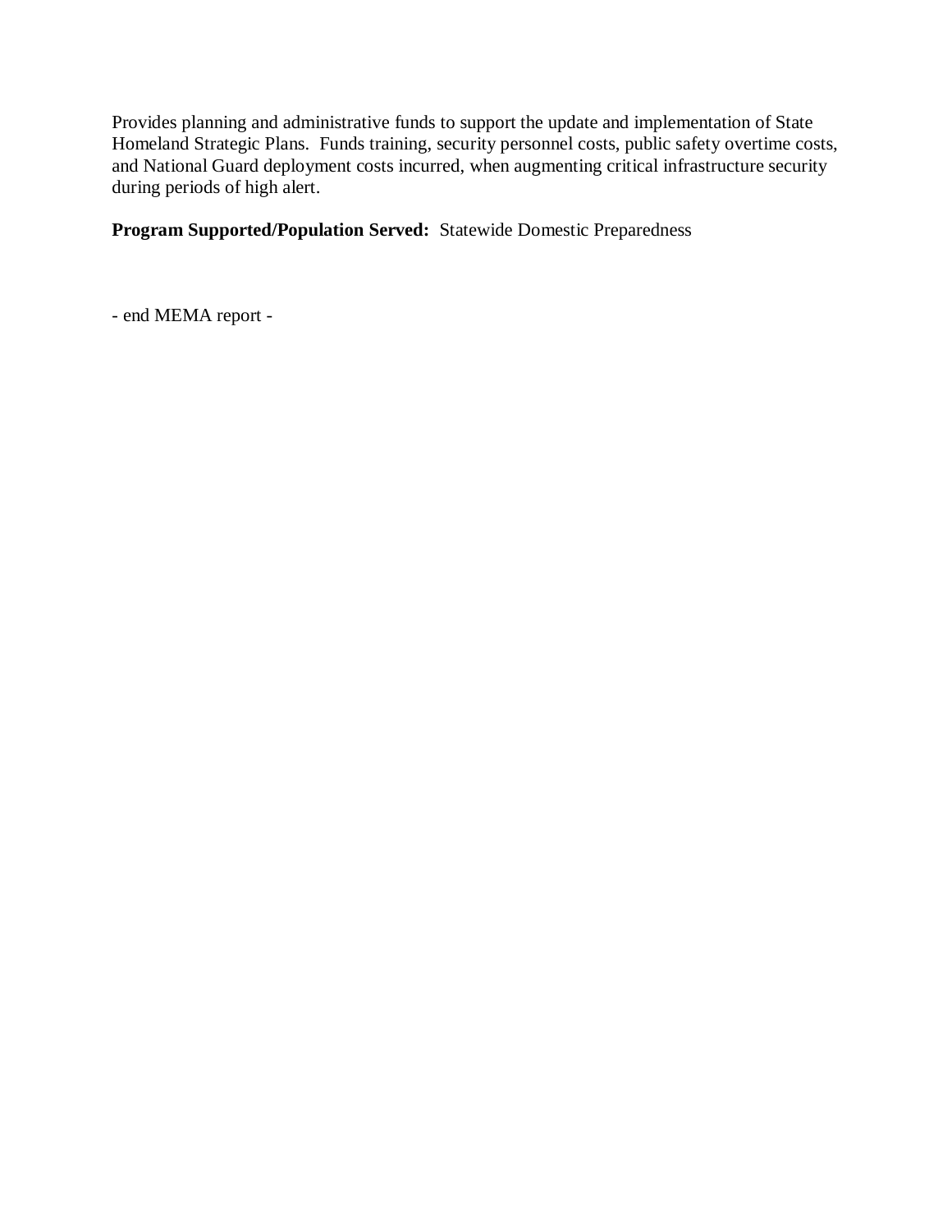Provides planning and administrative funds to support the update and implementation of State Homeland Strategic Plans. Funds training, security personnel costs, public safety overtime costs, and National Guard deployment costs incurred, when augmenting critical infrastructure security during periods of high alert.

**Program Supported/Population Served:** Statewide Domestic Preparedness

- end MEMA report -